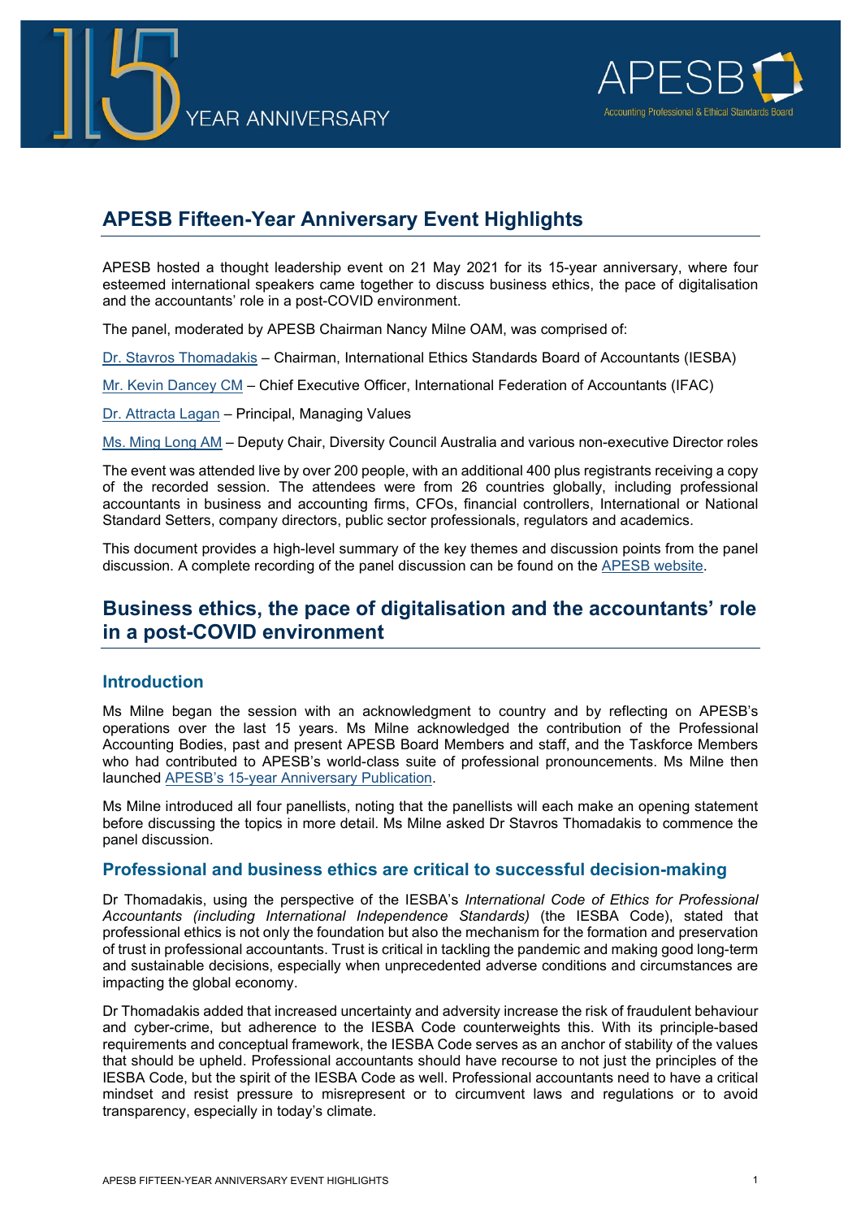# APESB Fifteen-Year Anniversary Event Highlights

APESB hosted a thought leadership event on 21 May 2021 for its 15-year anniversary, where four esteemed international speakers came together to discuss business ethics, the pace of digitalisation and the accountants' role in a post-COVID environment.

The panel, moderated by APESB Chairman Nancy Milne OAM, was comprised of:

Dr. Stavros Thomadakis – Chairman, International Ethics Standards Board of Accountants (IESBA)

Mr. Kevin Dancey CM – Chief Executive Officer, International Federation of Accountants (IFAC)

Dr. Attracta Lagan – Principal, Managing Values

Ms. Ming Long AM – Deputy Chair, Diversity Council Australia and various non-executive Director roles

The event was attended live by over 200 people, with an additional 400 plus registrants receiving a copy of the recorded session. The attendees were from 26 countries globally, including professional accountants in business and accounting firms, CFOs, financial controllers, International or National Standard Setters, company directors, public sector professionals, regulators and academics.

This document provides a high-level summary of the key themes and discussion points from the panel discussion. A complete recording of the panel discussion can be found on the APESB website.

## Business ethics, the pace of digitalisation and the accountants' role in a post-COVID environment

### Introduction

Ms Milne began the session with an acknowledgment to country and by reflecting on APESB's operations over the last 15 years. Ms Milne acknowledged the contribution of the Professional Accounting Bodies, past and present APESB Board Members and staff, and the Taskforce Members who had contributed to APESB's world-class suite of professional pronouncements. Ms Milne then launched APESB's 15-year Anniversary Publication.

Ms Milne introduced all four panellists, noting that the panellists will each make an opening statement before discussing the topics in more detail. Ms Milne asked Dr Stavros Thomadakis to commence the panel discussion.

### Professional and business ethics are critical to successful decision-making

Dr Thomadakis, using the perspective of the IESBA's *International Code of Ethics for Professional Accountants (including International Independence Standards)* (the IESBA Code), stated that professional ethics is not only the foundation but also the mechanism for the formation and preservation of trust in professional accountants. Trust is critical in tackling the pandemic and making good long-term and sustainable decisions, especially when unprecedented adverse conditions and circumstances are impacting the global economy.

Dr Thomadakis added that increased uncertainty and adversity increase the risk of fraudulent behaviour and cyber-crime, but adherence to the IESBA Code counterweights this. With its principle-based requirements and conceptual framework, the IESBA Code serves as an anchor of stability of the values that should be upheld. Professional accountants should have recourse to not just the principles of the IESBA Code, but the spirit of the IESBA Code as well. Professional accountants need to have a critical mindset and resist pressure to misrepresent or to circumvent laws and regulations or to avoid transparency, especially in today's climate.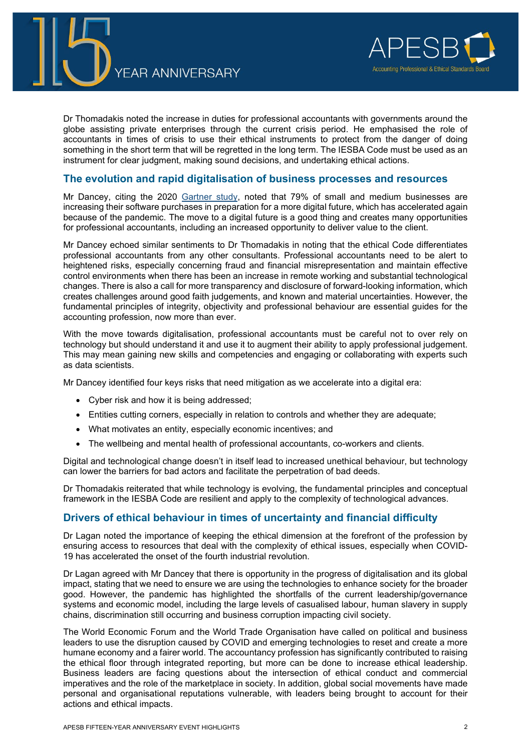Dr Thomadakis noted the increase in duties for professional accountants with governments around the globe assisting private enterprises through the current crisis period. He emphasised the role of accountants in times of crisis to use their ethical instruments to protect from the danger of doing something in the short term that will be regretted in the long term. The IESBA Code must be used as an instrument for clear judgment, making sound decisions, and undertaking ethical actions.

## The evolution and rapid digitalisation of business processes and resources

Mr Dancey, citing the 2020 Gartner study, noted that 79% of small and medium businesses are increasing their software purchases in preparation for a more digital future, which has accelerated again because of the pandemic. The move to a digital future is a good thing and creates many opportunities for professional accountants, including an increased opportunity to deliver value to the client.

Mr Dancey echoed similar sentiments to Dr Thomadakis in noting that the ethical Code differentiates professional accountants from any other consultants. Professional accountants need to be alert to heightened risks, especially concerning fraud and financial misrepresentation and maintain effective control environments when there has been an increase in remote working and substantial technological changes. There is also a call for more transparency and disclosure of forward-looking information, which creates challenges around good faith judgements, and known and material uncertainties. However, the fundamental principles of integrity, objectivity and professional behaviour are essential guides for the accounting profession, now more than ever.

With the move towards digitalisation, professional accountants must be careful not to over rely on technology but should understand it and use it to augment their ability to apply professional judgement. This may mean gaining new skills and competencies and engaging or collaborating with experts such as data scientists.

Mr Dancey identified four keys risks that need mitigation as we accelerate into a digital era:

- Cyber risk and how it is being addressed;
- Entities cutting corners, especially in relation to controls and whether they are adequate;
- What motivates an entity, especially economic incentives; and
- The wellbeing and mental health of professional accountants, co-workers and clients.

Digital and technological change doesn't in itself lead to increased unethical behaviour, but technology can lower the barriers for bad actors and facilitate the perpetration of bad deeds.

Dr Thomadakis reiterated that while technology is evolving, the fundamental principles and conceptual framework in the IESBA Code are resilient and apply to the complexity of technological advances.

## Drivers of ethical behaviour in times of uncertainty and financial difficulty

Dr Lagan noted the importance of keeping the ethical dimension at the forefront of the profession by ensuring access to resources that deal with the complexity of ethical issues, especially when COVID-19 has accelerated the onset of the fourth industrial revolution.

Dr Lagan agreed with Mr Dancey that there is opportunity in the progress of digitalisation and its global impact, stating that we need to ensure we are using the technologies to enhance society for the broader good. However, the pandemic has highlighted the shortfalls of the current leadership/governance systems and economic model, including the large levels of casualised labour, human slavery in supply chains, discrimination still occurring and business corruption impacting civil society.

The World Economic Forum and the World Trade Organisation have called on political and business leaders to use the disruption caused by COVID and emerging technologies to reset and create a more humane economy and a fairer world. The accountancy profession has significantly contributed to raising the ethical floor through integrated reporting, but more can be done to increase ethical leadership. Business leaders are facing questions about the intersection of ethical conduct and commercial imperatives and the role of the marketplace in society. In addition, global social movements have made personal and organisational reputations vulnerable, with leaders being brought to account for their actions and ethical impacts.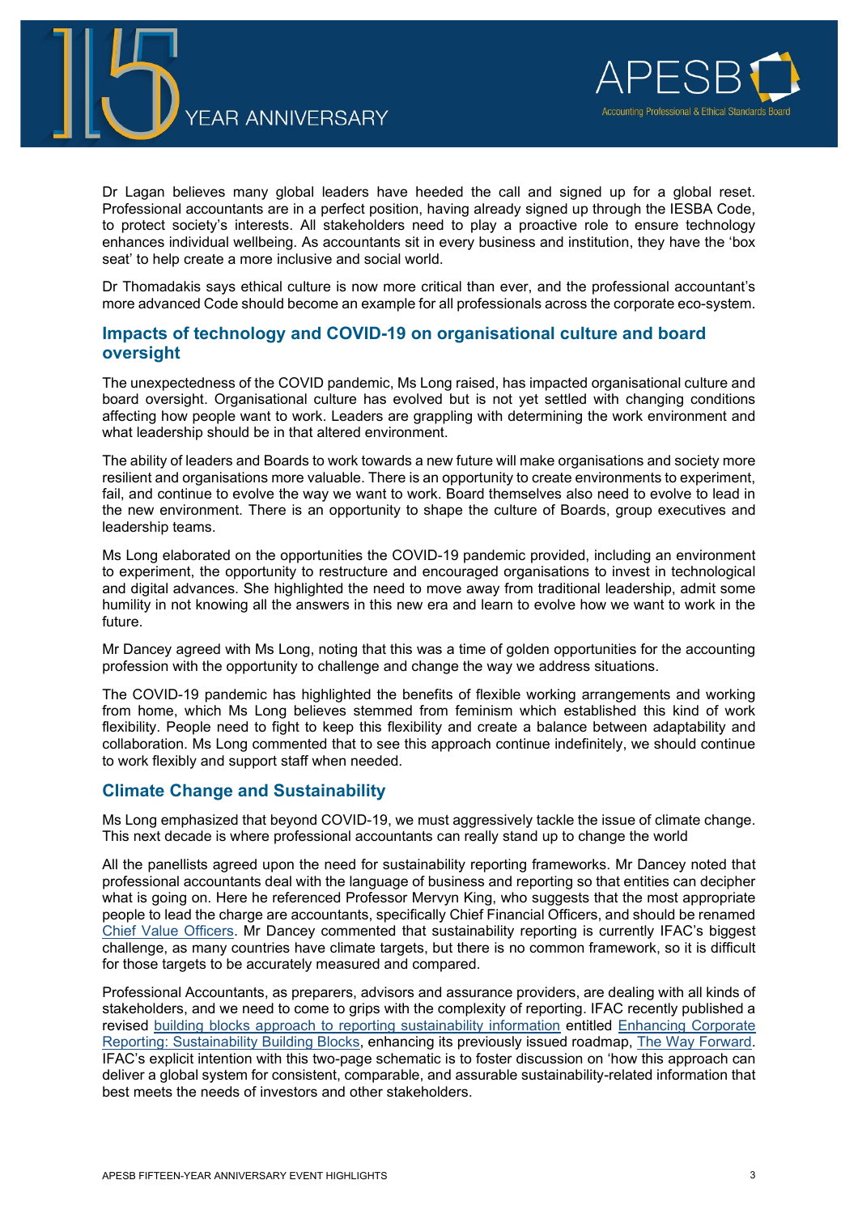Dr Lagan believes many global leaders have heeded the call and signed up for a global reset. Professional accountants are in a perfect position, having already signed up through the IESBA Code, to protect society's interests. All stakeholders need to play a proactive role to ensure technology enhances individual wellbeing. As accountants sit in every business and institution, they have the 'box seat' to help create a more inclusive and social world.

Dr Thomadakis says ethical culture is now more critical than ever, and the professional accountant's more advanced Code should become an example for all professionals across the corporate eco-system.

## Impacts of technology and COVID-19 on organisational culture and board oversight

The unexpectedness of the COVID pandemic, Ms Long raised, has impacted organisational culture and board oversight. Organisational culture has evolved but is not yet settled with changing conditions affecting how people want to work. Leaders are grappling with determining the work environment and what leadership should be in that altered environment.

The ability of leaders and Boards to work towards a new future will make organisations and society more resilient and organisations more valuable. There is an opportunity to create environments to experiment, fail, and continue to evolve the way we want to work. Board themselves also need to evolve to lead in the new environment. There is an opportunity to shape the culture of Boards, group executives and leadership teams.

Ms Long elaborated on the opportunities the COVID-19 pandemic provided, including an environment to experiment, the opportunity to restructure and encouraged organisations to invest in technological and digital advances. She highlighted the need to move away from traditional leadership, admit some humility in not knowing all the answers in this new era and learn to evolve how we want to work in the future.

Mr Dancey agreed with Ms Long, noting that this was a time of golden opportunities for the accounting profession with the opportunity to challenge and change the way we address situations.

The COVID-19 pandemic has highlighted the benefits of flexible working arrangements and working from home, which Ms Long believes stemmed from feminism which established this kind of work flexibility. People need to fight to keep this flexibility and create a balance between adaptability and collaboration. Ms Long commented that to see this approach continue indefinitely, we should continue to work flexibly and support staff when needed.

## Climate Change and Sustainability

Ms Long emphasized that beyond COVID-19, we must aggressively tackle the issue of climate change. This next decade is where professional accountants can really stand up to change the world

All the panellists agreed upon the need for sustainability reporting frameworks. Mr Dancey noted that professional accountants deal with the language of business and reporting so that entities can decipher what is going on. Here he referenced Professor Mervyn King, who suggests that the most appropriate people to lead the charge are accountants, specifically Chief Financial Officers, and should be renamed Chief Value Officers. Mr Dancey commented that sustainability reporting is currently IFAC's biggest challenge, as many countries have climate targets, but there is no common framework, so it is difficult for those targets to be accurately measured and compared.

Professional Accountants, as preparers, advisors and assurance providers, are dealing with all kinds of stakeholders, and we need to come to grips with the complexity of reporting. IFAC recently published a revised building blocks approach to reporting sustainability information entitled Enhancing Corporate Reporting: Sustainability Building Blocks, enhancing its previously issued roadmap, The Way Forward. IFAC's explicit intention with this two-page schematic is to foster discussion on 'how this approach can deliver a global system for consistent, comparable, and assurable sustainability-related information that best meets the needs of investors and other stakeholders.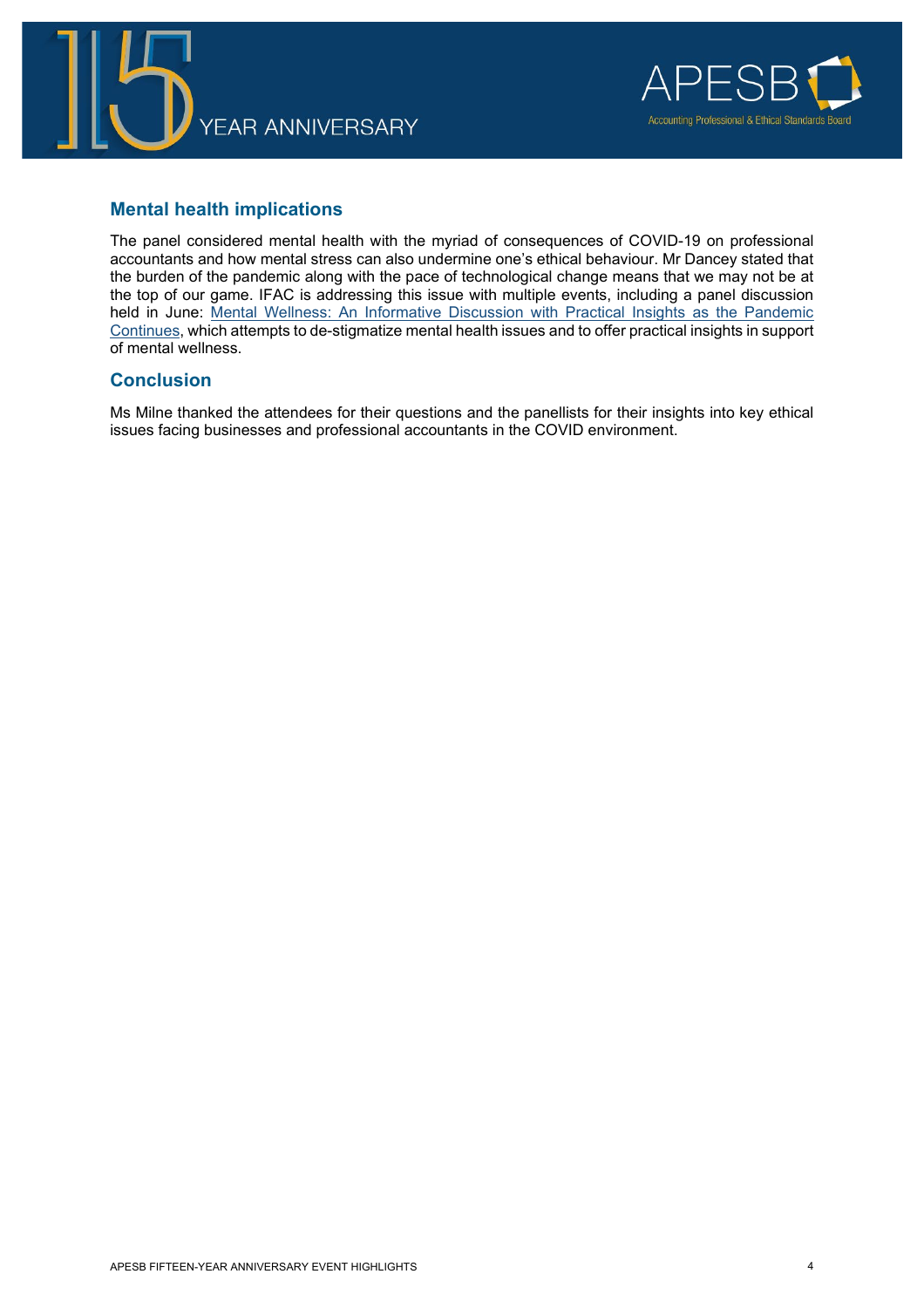## Mental health implications

The panel considered mental health with the myriad of consequences of COVID-19 on professional accountants and how mental stress can also undermine one's ethical behaviour. Mr Dancey stated that the burden of the pandemic along with the pace of technological change means that we may not be at the top of our game. IFAC is addressing this issue with multiple events, including a panel discussion held in June: Mental Wellness: An Informative Discussion with Practical Insights as the Pandemic Continues, which attempts to de-stigmatize mental health issues and to offer practical insights in support of mental wellness.

## Conclusion

Ms Milne thanked the attendees for their questions and the panellists for their insights into key ethical issues facing businesses and professional accountants in the COVID environment.